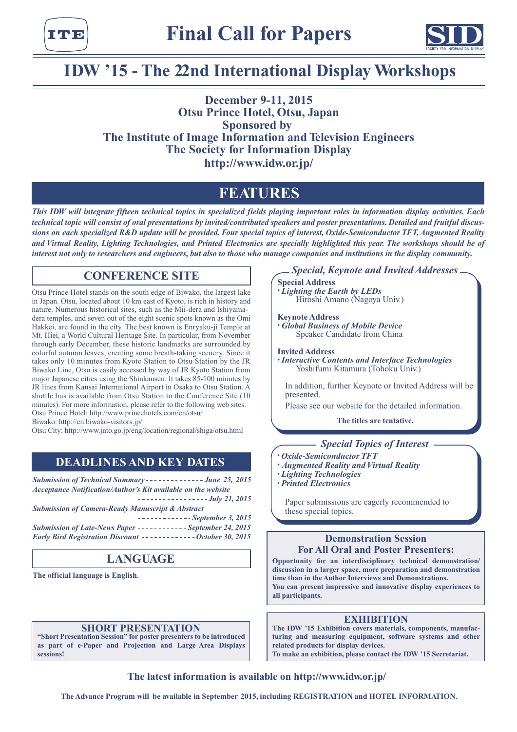# Final Call for Papers

# IDW ’15 - The 22nd International Display Workshops

**December 9-11, 2015**
**Otsu Prince Hotel, Otsu, Japan**
**Sponsored by**
**The Institute of Image Information and Television Engineers**
**The Society for Information Display**
**http://www.idw.or.jp/**

## FEATURES

***This IDW will integrate fifteen technical topics in specialized fields playing important roles in information display activities. Each technical topic will consist of oral presentations by invited/contributed speakers and poster presentations. Detailed and fruitful discussions on each specialized R&D update will be provided. Four special topics of interest, Oxide-Semiconductor TFT, Augmented Reality and Virtual Reality, Lighting Technologies, and Printed Electronics are specially highlighted this year. The workshops should be of interest not only to researchers and engineers, but also to those who manage companies and institutions in the display community.***

## CONFERENCE SITE

Otsu Prince Hotel stands on the south edge of Biwako, the largest lake in Japan. Otsu, located about 10 km east of Kyoto, is rich in history and nature. Numerous historical sites, such as the Mii-dera and Ishiyama-dera temples, and seven out of the eight scenic spots known as the Omi Hakkei, are found in the city. The best known is Enryaku-ji Temple at Mt. Hiei, a World Cultural Heritage Site. In particular, from November through early December, these historic landmarks are surrounded by colorful autumn leaves, creating some breath-taking scenery. Since it takes only 10 minutes from Kyoto Station to Otsu Station by the JR Biwako Line, Otsu is easily accessed by way of JR Kyoto Station from major Japanese cities using the Shinkansen. It takes 85-100 minutes by JR lines from Kansai International Airport in Osaka to Otsu Station. A shuttle bus is available from Otsu Station to the Conference Site (10 minutes). For more information, please refer to the following web sites.

Otsu Prince Hotel: http://www.princehotels.com/en/otsu/
Biwako: http://en.biwako-visitors.jp/
Otsu City: http://www.jnto.go.jp/eng/location/regional/shiga/otsu.html

## DEADLINES AND KEY DATES

*Submission of Technical Summary* - - - - - - - - - - - - - - *June 25, 2015*
*Acceptance Notification/Author’s Kit available on the website* - - - - - - - - - - - - - - - - *July 21, 2015*
*Submission of Camera-Ready Manuscript & Abstract* - - - - - - - - - - - - *September 3, 2015*
*Submission of Late-News Paper* - - - - - - - - - - - - *September 24, 2015*
*Early Bird Registration Discount* - - - - - - - - - - - - - *October 30, 2015*

## LANGUAGE

**The official language is English.**

## SHORT PRESENTATION

**“Short Presentation Session” for poster presenters to be introduced as part of e-Paper and Projection and Large Area Displays sessions!**

## *Special, Keynote and Invited Addresses*

**Special Address**
- ***Lighting the Earth by LEDs***
  Hiroshi Amano (Nagoya Univ.)

**Keynote Address**
- ***Global Business of Mobile Device***
  Speaker Candidate from China

**Invited Address**
- ***Interactive Contents and Interface Technologies***
  Yoshifumi Kitamura (Tohoku Univ.)

In addition, further Keynote or Invited Address will be presented.

Please see our website for the detailed information.

**The titles are tentative.**

## *Special Topics of Interest*

- ***Oxide-Semiconductor TFT***
- ***Augmented Reality and Virtual Reality***
- ***Lighting Technologies***
- ***Printed Electronics***

Paper submissions are eagerly recommended to these special topics.

## Demonstration Session For All Oral and Poster Presenters:

**Opportunity for an interdisciplinary technical demonstration/ discussion in a larger space, more preparation and demonstration time than in the Author Interviews and Demonstrations.**
**You can present impressive and innovative display experiences to all participants.**

## EXHIBITION

**The IDW ’15 Exhibition covers materials, components, manufacturing and measuring equipment, software systems and other related products for display devices.**
**To make an exhibition, please contact the IDW ’15 Secretariat.**

**The latest information is available on http://www.idw.or.jp/**

**The Advance Program will be available in September 2015, including REGISTRATION and HOTEL INFORMATION.**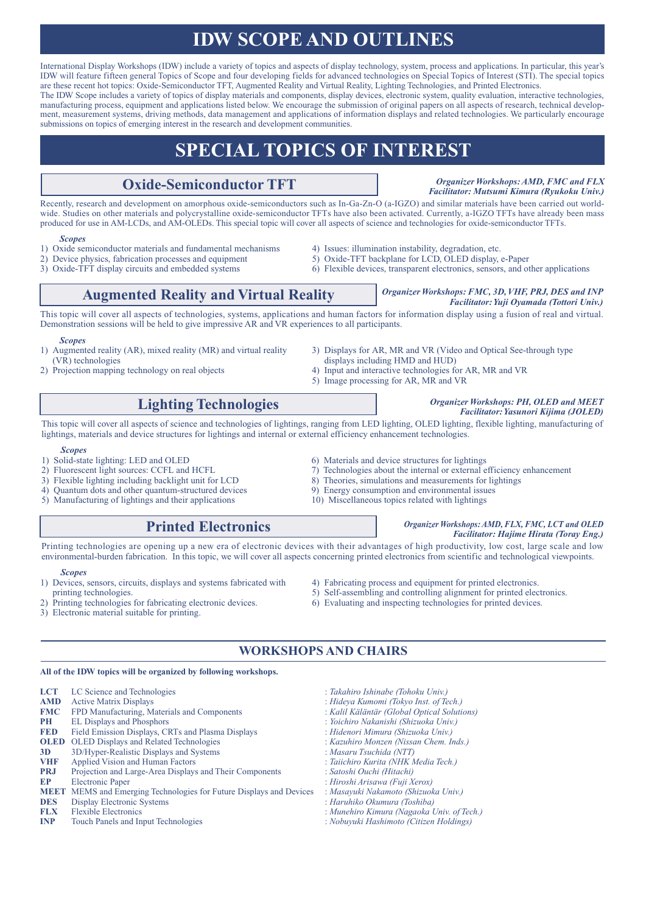# IDW SCOPE AND OUTLINES

International Display Workshops (IDW) include a variety of topics and aspects of display technology, system, process and applications. In particular, this year's IDW will feature fifteen general Topics of Scope and four developing fields for advanced technologies on Special Topics of Interest (STI). The special topics are these recent hot topics: Oxide-Semiconductor TFT, Augmented Reality and Virtual Reality, Lighting Technologies, and Printed Electronics.
The IDW Scope includes a variety of topics of display materials and components, display devices, electronic system, quality evaluation, interactive technologies, manufacturing process, equipment and applications listed below. We encourage the submission of original papers on all aspects of research, technical development, measurement systems, driving methods, data management and applications of information displays and related technologies. We particularly encourage submissions on topics of emerging interest in the research and development communities.

# SPECIAL TOPICS OF INTEREST

## Oxide-Semiconductor TFT

*Organizer Workshops: AMD, FMC and FLX*
*Facilitator: Mutsumi Kimura (Ryukoku Univ.)*

Recently, research and development on amorphous oxide-semiconductors such as In-Ga-Zn-O (a-IGZO) and similar materials have been carried out worldwide. Studies on other materials and polycrystalline oxide-semiconductor TFTs have also been activated. Currently, a-IGZO TFTs have already been mass produced for use in AM-LCDs, and AM-OLEDs. This special topic will cover all aspects of science and technologies for oxide-semiconductor TFTs.

*Scopes*

1) Oxide semiconductor materials and fundamental mechanisms
2) Device physics, fabrication processes and equipment
3) Oxide-TFT display circuits and embedded systems
4) Issues: illumination instability, degradation, etc.
5) Oxide-TFT backplane for LCD, OLED display, e-Paper
6) Flexible devices, transparent electronics, sensors, and other applications

## Augmented Reality and Virtual Reality

*Organizer Workshops: FMC, 3D, VHF, PRJ, DES and INP*
*Facilitator: Yuji Oyamada (Tottori Univ.)*

This topic will cover all aspects of technologies, systems, applications and human factors for information display using a fusion of real and virtual. Demonstration sessions will be held to give impressive AR and VR experiences to all participants.

*Scopes*

1) Augmented reality (AR), mixed reality (MR) and virtual reality (VR) technologies
2) Projection mapping technology on real objects
3) Displays for AR, MR and VR (Video and Optical See-through type displays including HMD and HUD)
4) Input and interactive technologies for AR, MR and VR
5) Image processing for AR, MR and VR

## Lighting Technologies

*Organizer Workshops: PH, OLED and MEET*
*Facilitator: Yasunori Kijima (JOLED)*

This topic will cover all aspects of science and technologies of lightings, ranging from LED lighting, OLED lighting, flexible lighting, manufacturing of lightings, materials and device structures for lightings and internal or external efficiency enhancement technologies.

*Scopes*

1) Solid-state lighting: LED and OLED
2) Fluorescent light sources: CCFL and HCFL
3) Flexible lighting including backlight unit for LCD
4) Quantum dots and other quantum-structured devices
5) Manufacturing of lightings and their applications
6) Materials and device structures for lightings
7) Technologies about the internal or external efficiency enhancement
8) Theories, simulations and measurements for lightings
9) Energy consumption and environmental issues
10) Miscellaneous topics related with lightings

## Printed Electronics

*Organizer Workshops: AMD, FLX, FMC, LCT and OLED*
*Facilitator: Hajime Hirata (Toray Eng.)*

Printing technologies are opening up a new era of electronic devices with their advantages of high productivity, low cost, large scale and low environmental-burden fabrication. In this topic, we will cover all aspects concerning printed electronics from scientific and technological viewpoints.

*Scopes*

1) Devices, sensors, circuits, displays and systems fabricated with printing technologies.
2) Printing technologies for fabricating electronic devices.
3) Electronic material suitable for printing.
4) Fabricating process and equipment for printed electronics.
5) Self-assembling and controlling alignment for printed electronics.
6) Evaluating and inspecting technologies for printed devices.

## WORKSHOPS AND CHAIRS

**All of the IDW topics will be organized by following workshops.**

| | | |
|---|---|---|
| **LCT** | LC Science and Technologies | : *Takahiro Ishinabe (Tohoku Univ.)* |
| **AMD** | Active Matrix Displays | : *Hideya Kumomi (Tokyo Inst. of Tech.)* |
| **FMC** | FPD Manufacturing, Materials and Components | : *Kalil Käläntär (Global Optical Solutions)* |
| **PH** | EL Displays and Phosphors | : *Yoichiro Nakanishi (Shizuoka Univ.)* |
| **FED** | Field Emission Displays, CRTs and Plasma Displays | : *Hidenori Mimura (Shizuoka Univ.)* |
| **OLED** | OLED Displays and Related Technologies | : *Kazuhiro Monzen (Nissan Chem. Inds.)* |
| **3D** | 3D/Hyper-Realistic Displays and Systems | : *Masaru Tsuchida (NTT)* |
| **VHF** | Applied Vision and Human Factors | : *Taiichiro Kurita (NHK Media Tech.)* |
| **PRJ** | Projection and Large-Area Displays and Their Components | : *Satoshi Ouchi (Hitachi)* |
| **EP** | Electronic Paper | : *Hiroshi Arisawa (Fuji Xerox)* |
| **MEET** | MEMS and Emerging Technologies for Future Displays and Devices | : *Masayuki Nakamoto (Shizuoka Univ.)* |
| **DES** | Display Electronic Systems | : *Haruhiko Okumura (Toshiba)* |
| **FLX** | Flexible Electronics | : *Munehiro Kimura (Nagaoka Univ. of Tech.)* |
| **INP** | Touch Panels and Input Technologies | : *Nobuyuki Hashimoto (Citizen Holdings)* |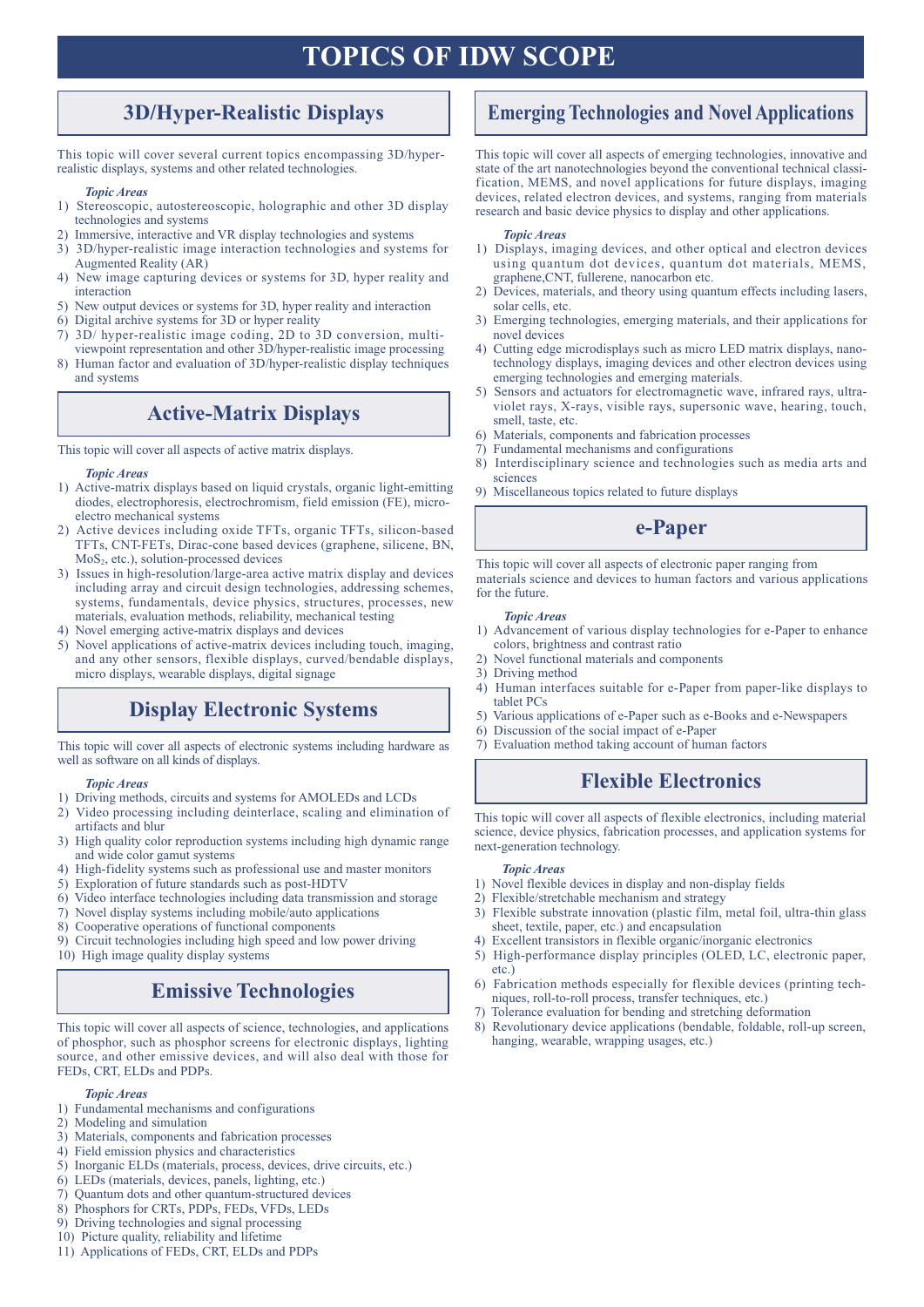# TOPICS OF IDW SCOPE

## 3D/Hyper-Realistic Displays

This topic will cover several current topics encompassing 3D/hyper-realistic displays, systems and other related technologies.

*Topic Areas*

1) Stereoscopic, autostereoscopic, holographic and other 3D display technologies and systems
2) Immersive, interactive and VR display technologies and systems
3) 3D/hyper-realistic image interaction technologies and systems for Augmented Reality (AR)
4) New image capturing devices or systems for 3D, hyper reality and interaction
5) New output devices or systems for 3D, hyper reality and interaction
6) Digital archive systems for 3D or hyper reality
7) 3D/ hyper-realistic image coding, 2D to 3D conversion, multi-viewpoint representation and other 3D/hyper-realistic image processing
8) Human factor and evaluation of 3D/hyper-realistic display techniques and systems

## Active-Matrix Displays

This topic will cover all aspects of active matrix displays.

*Topic Areas*

1) Active-matrix displays based on liquid crystals, organic light-emitting diodes, electrophoresis, electrochromism, field emission (FE), micro-electro mechanical systems
2) Active devices including oxide TFTs, organic TFTs, silicon-based TFTs, CNT-FETs, Dirac-cone based devices (graphene, silicene, BN, $MoS_2$, etc.), solution-processed devices
3) Issues in high-resolution/large-area active matrix display and devices including array and circuit design technologies, addressing schemes, systems, fundamentals, device physics, structures, processes, new materials, evaluation methods, reliability, mechanical testing
4) Novel emerging active-matrix displays and devices
5) Novel applications of active-matrix devices including touch, imaging, and any other sensors, flexible displays, curved/bendable displays, micro displays, wearable displays, digital signage

## Display Electronic Systems

This topic will cover all aspects of electronic systems including hardware as well as software on all kinds of displays.

*Topic Areas*

1) Driving methods, circuits and systems for AMOLEDs and LCDs
2) Video processing including deinterlace, scaling and elimination of artifacts and blur
3) High quality color reproduction systems including high dynamic range and wide color gamut systems
4) High-fidelity systems such as professional use and master monitors
5) Exploration of future standards such as post-HDTV
6) Video interface technologies including data transmission and storage
7) Novel display systems including mobile/auto applications
8) Cooperative operations of functional components
9) Circuit technologies including high speed and low power driving
10) High image quality display systems

## Emissive Technologies

This topic will cover all aspects of science, technologies, and applications of phosphor, such as phosphor screens for electronic displays, lighting source, and other emissive devices, and will also deal with those for FEDs, CRT, ELDs and PDPs.

*Topic Areas*

1) Fundamental mechanisms and configurations
2) Modeling and simulation
3) Materials, components and fabrication processes
4) Field emission physics and characteristics
5) Inorganic ELDs (materials, process, devices, drive circuits, etc.)
6) LEDs (materials, devices, panels, lighting, etc.)
7) Quantum dots and other quantum-structured devices
8) Phosphors for CRTs, PDPs, FEDs, VFDs, LEDs
9) Driving technologies and signal processing
10) Picture quality, reliability and lifetime
11) Applications of FEDs, CRT, ELDs and PDPs

## Emerging Technologies and Novel Applications

This topic will cover all aspects of emerging technologies, innovative and state of the art nanotechnologies beyond the conventional technical classification, MEMS, and novel applications for future displays, imaging devices, related electron devices, and systems, ranging from materials research and basic device physics to display and other applications.

*Topic Areas*

1) Displays, imaging devices, and other optical and electron devices using quantum dot devices, quantum dot materials, MEMS, graphene,CNT, fullerene, nanocarbon etc.
2) Devices, materials, and theory using quantum effects including lasers, solar cells, etc.
3) Emerging technologies, emerging materials, and their applications for novel devices
4) Cutting edge microdisplays such as micro LED matrix displays, nanotechnology displays, imaging devices and other electron devices using emerging technologies and emerging materials.
5) Sensors and actuators for electromagnetic wave, infrared rays, ultraviolet rays, X-rays, visible rays, supersonic wave, hearing, touch, smell, taste, etc.
6) Materials, components and fabrication processes
7) Fundamental mechanisms and configurations
8) Interdisciplinary science and technologies such as media arts and sciences
9) Miscellaneous topics related to future displays

## e-Paper

This topic will cover all aspects of electronic paper ranging from materials science and devices to human factors and various applications for the future.

*Topic Areas*

1) Advancement of various display technologies for e-Paper to enhance colors, brightness and contrast ratio
2) Novel functional materials and components
3) Driving method
4) Human interfaces suitable for e-Paper from paper-like displays to tablet PCs
5) Various applications of e-Paper such as e-Books and e-Newspapers
6) Discussion of the social impact of e-Paper
7) Evaluation method taking account of human factors

## Flexible Electronics

This topic will cover all aspects of flexible electronics, including material science, device physics, fabrication processes, and application systems for next-generation technology.

*Topic Areas*

1) Novel flexible devices in display and non-display fields
2) Flexible/stretchable mechanism and strategy
3) Flexible substrate innovation (plastic film, metal foil, ultra-thin glass sheet, textile, paper, etc.) and encapsulation
4) Excellent transistors in flexible organic/inorganic electronics
5) High-performance display principles (OLED, LC, electronic paper, etc.)
6) Fabrication methods especially for flexible devices (printing techniques, roll-to-roll process, transfer techniques, etc.)
7) Tolerance evaluation for bending and stretching deformation
8) Revolutionary device applications (bendable, foldable, roll-up screen, hanging, wearable, wrapping usages, etc.)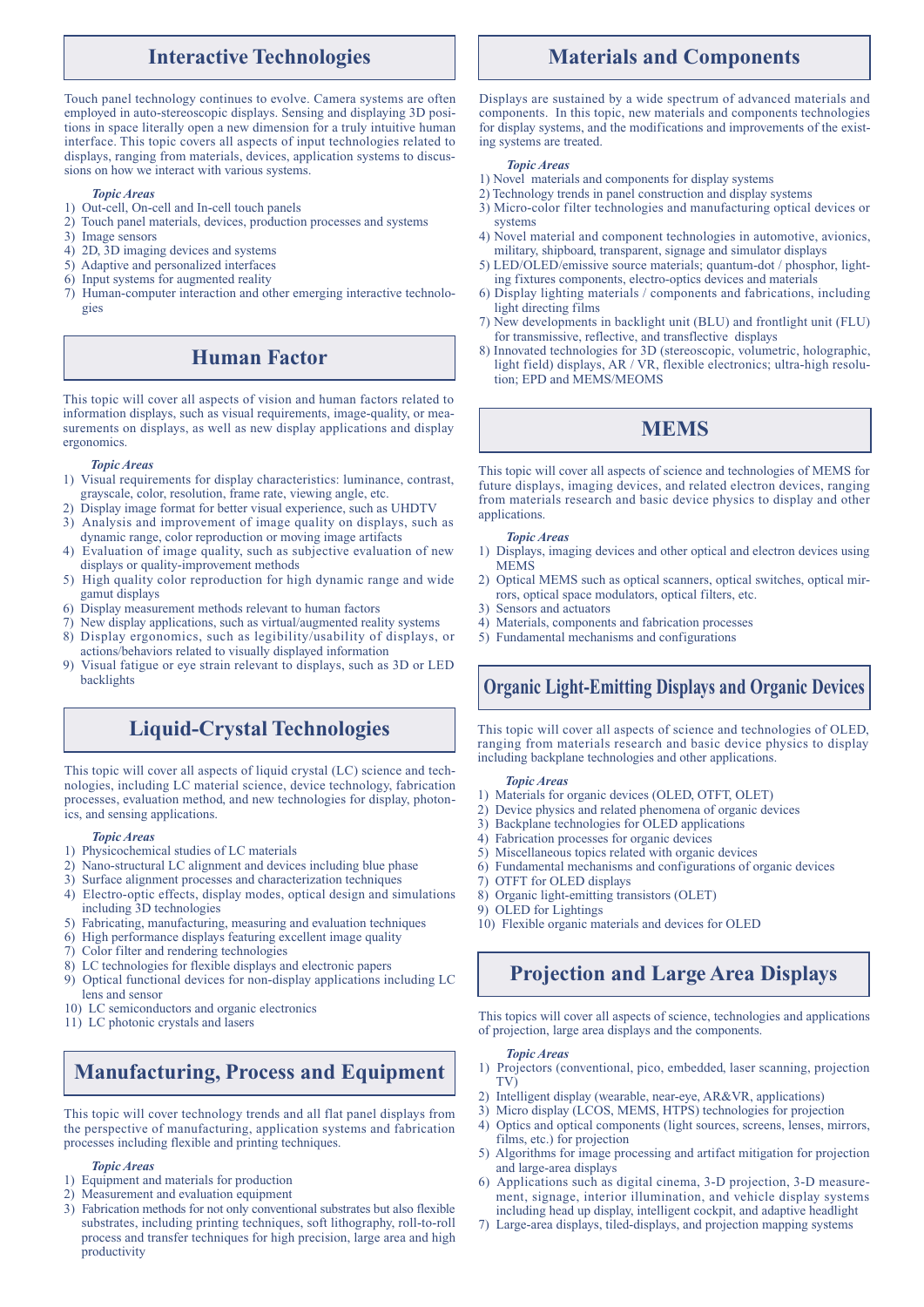## Interactive Technologies

Touch panel technology continues to evolve. Camera systems are often employed in auto-stereoscopic displays. Sensing and displaying 3D positions in space literally open a new dimension for a truly intuitive human interface. This topic covers all aspects of input technologies related to displays, ranging from materials, devices, application systems to discussions on how we interact with various systems.

***Topic Areas***

1) Out-cell, On-cell and In-cell touch panels
2) Touch panel materials, devices, production processes and systems
3) Image sensors
4) 2D, 3D imaging devices and systems
5) Adaptive and personalized interfaces
6) Input systems for augmented reality
7) Human-computer interaction and other emerging interactive technologies

## Human Factor

This topic will cover all aspects of vision and human factors related to information displays, such as visual requirements, image-quality, or measurements on displays, as well as new display applications and display ergonomics.

***Topic Areas***

1) Visual requirements for display characteristics: luminance, contrast, grayscale, color, resolution, frame rate, viewing angle, etc.
2) Display image format for better visual experience, such as UHDTV
3) Analysis and improvement of image quality on displays, such as dynamic range, color reproduction or moving image artifacts
4) Evaluation of image quality, such as subjective evaluation of new displays or quality-improvement methods
5) High quality color reproduction for high dynamic range and wide gamut displays
6) Display measurement methods relevant to human factors
7) New display applications, such as virtual/augmented reality systems
8) Display ergonomics, such as legibility/usability of displays, or actions/behaviors related to visually displayed information
9) Visual fatigue or eye strain relevant to displays, such as 3D or LED backlights

## Liquid-Crystal Technologies

This topic will cover all aspects of liquid crystal (LC) science and technologies, including LC material science, device technology, fabrication processes, evaluation method, and new technologies for display, photonics, and sensing applications.

***Topic Areas***

1) Physicochemical studies of LC materials
2) Nano-structural LC alignment and devices including blue phase
3) Surface alignment processes and characterization techniques
4) Electro-optic effects, display modes, optical design and simulations including 3D technologies
5) Fabricating, manufacturing, measuring and evaluation techniques
6) High performance displays featuring excellent image quality
7) Color filter and rendering technologies
8) LC technologies for flexible displays and electronic papers
9) Optical functional devices for non-display applications including LC lens and sensor
10) LC semiconductors and organic electronics
11) LC photonic crystals and lasers

## Manufacturing, Process and Equipment

This topic will cover technology trends and all flat panel displays from the perspective of manufacturing, application systems and fabrication processes including flexible and printing techniques.

***Topic Areas***

1) Equipment and materials for production
2) Measurement and evaluation equipment
3) Fabrication methods for not only conventional substrates but also flexible substrates, including printing techniques, soft lithography, roll-to-roll process and transfer techniques for high precision, large area and high productivity

## Materials and Components

Displays are sustained by a wide spectrum of advanced materials and components. In this topic, new materials and components technologies for display systems, and the modifications and improvements of the existing systems are treated.

***Topic Areas***

1) Novel materials and components for display systems
2) Technology trends in panel construction and display systems
3) Micro-color filter technologies and manufacturing optical devices or systems
4) Novel material and component technologies in automotive, avionics, military, shipboard, transparent, signage and simulator displays
5) LED/OLED/emissive source materials; quantum-dot / phosphor, lighting fixtures components, electro-optics devices and materials
6) Display lighting materials / components and fabrications, including light directing films
7) New developments in backlight unit (BLU) and frontlight unit (FLU) for transmissive, reflective, and transflective displays
8) Innovated technologies for 3D (stereoscopic, volumetric, holographic, light field) displays, AR / VR, flexible electronics; ultra-high resolution; EPD and MEMS/MEOMS

## MEMS

This topic will cover all aspects of science and technologies of MEMS for future displays, imaging devices, and related electron devices, ranging from materials research and basic device physics to display and other applications.

***Topic Areas***

1) Displays, imaging devices and other optical and electron devices using MEMS
2) Optical MEMS such as optical scanners, optical switches, optical mirrors, optical space modulators, optical filters, etc.
3) Sensors and actuators
4) Materials, components and fabrication processes
5) Fundamental mechanisms and configurations

## Organic Light-Emitting Displays and Organic Devices

This topic will cover all aspects of science and technologies of OLED, ranging from materials research and basic device physics to display including backplane technologies and other applications.

***Topic Areas***

1) Materials for organic devices (OLED, OTFT, OLET)
2) Device physics and related phenomena of organic devices
3) Backplane technologies for OLED applications
4) Fabrication processes for organic devices
5) Miscellaneous topics related with organic devices
6) Fundamental mechanisms and configurations of organic devices
7) OTFT for OLED displays
8) Organic light-emitting transistors (OLET)
9) OLED for Lightings
10) Flexible organic materials and devices for OLED

## Projection and Large Area Displays

This topics will cover all aspects of science, technologies and applications of projection, large area displays and the components.

***Topic Areas***

1) Projectors (conventional, pico, embedded, laser scanning, projection TV)
2) Intelligent display (wearable, near-eye, AR&VR, applications)
3) Micro display (LCOS, MEMS, HTPS) technologies for projection
4) Optics and optical components (light sources, screens, lenses, mirrors, films, etc.) for projection
5) Algorithms for image processing and artifact mitigation for projection and large-area displays
6) Applications such as digital cinema, 3-D projection, 3-D measurement, signage, interior illumination, and vehicle display systems including head up display, intelligent cockpit, and adaptive headlight
7) Large-area displays, tiled-displays, and projection mapping systems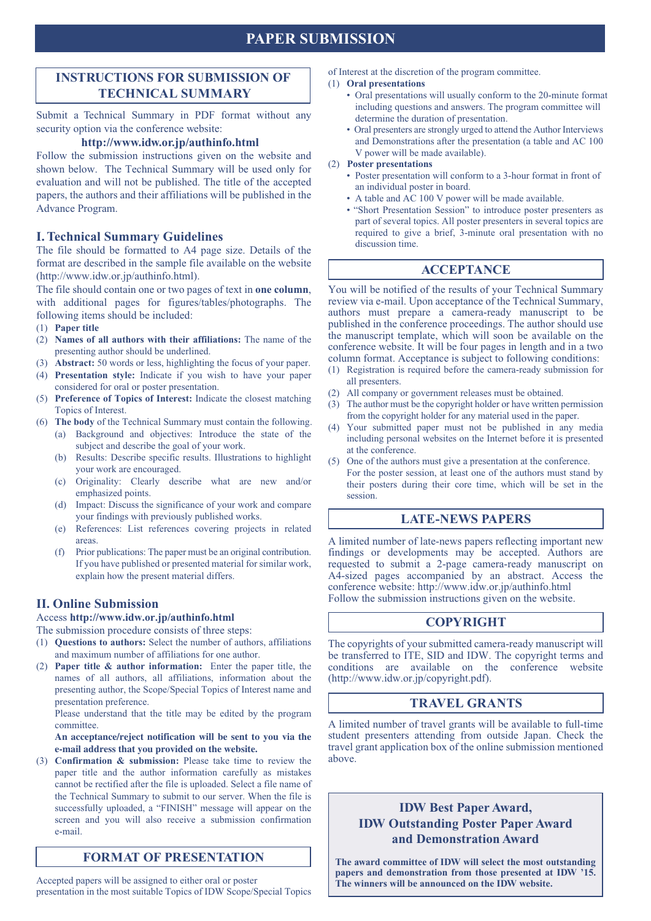# PAPER SUBMISSION

## INSTRUCTIONS FOR SUBMISSION OF TECHNICAL SUMMARY

Submit a Technical Summary in PDF format without any security option via the conference website:

**http://www.idw.or.jp/authinfo.html**

Follow the submission instructions given on the website and shown below. The Technical Summary will be used only for evaluation and will not be published. The title of the accepted papers, the authors and their affiliations will be published in the Advance Program.

### I. Technical Summary Guidelines

The file should be formatted to A4 page size. Details of the format are described in the sample file available on the website (http://www.idw.or.jp/authinfo.html).

The file should contain one or two pages of text in **one column**, with additional pages for figures/tables/photographs. The following items should be included:

(1) **Paper title**

(2) **Names of all authors with their affiliations:** The name of the presenting author should be underlined.

(3) **Abstract:** 50 words or less, highlighting the focus of your paper.

(4) **Presentation style:** Indicate if you wish to have your paper considered for oral or poster presentation.

(5) **Preference of Topics of Interest:** Indicate the closest matching Topics of Interest.

(6) **The body** of the Technical Summary must contain the following.

(a) Background and objectives: Introduce the state of the subject and describe the goal of your work.

(b) Results: Describe specific results. Illustrations to highlight your work are encouraged.

(c) Originality: Clearly describe what are new and/or emphasized points.

(d) Impact: Discuss the significance of your work and compare your findings with previously published works.

(e) References: List references covering projects in related areas.

(f) Prior publications: The paper must be an original contribution. If you have published or presented material for similar work, explain how the present material differs.

### II. Online Submission

Access **http://www.idw.or.jp/authinfo.html**

The submission procedure consists of three steps:

(1) **Questions to authors:** Select the number of authors, affiliations and maximum number of affiliations for one author.

(2) **Paper title & author information:** Enter the paper title, the names of all authors, all affiliations, information about the presenting author, the Scope/Special Topics of Interest name and presentation preference.

Please understand that the title may be edited by the program committee.

**An acceptance/reject notification will be sent to you via the e-mail address that you provided on the website.**

(3) **Confirmation & submission:** Please take time to review the paper title and the author information carefully as mistakes cannot be rectified after the file is uploaded. Select a file name of the Technical Summary to submit to our server. When the file is successfully uploaded, a "FINISH" message will appear on the screen and you will also receive a submission confirmation e-mail.

## FORMAT OF PRESENTATION

Accepted papers will be assigned to either oral or poster presentation in the most suitable Topics of IDW Scope/Special Topics of Interest at the discretion of the program committee.

(1) **Oral presentations**

- Oral presentations will usually conform to the 20-minute format including questions and answers. The program committee will determine the duration of presentation.
- Oral presenters are strongly urged to attend the Author Interviews and Demonstrations after the presentation (a table and AC 100 V power will be made available).

(2) **Poster presentations**

- Poster presentation will conform to a 3-hour format in front of an individual poster in board.
- A table and AC 100 V power will be made available.
- "Short Presentation Session" to introduce poster presenters as part of several topics. All poster presenters in several topics are required to give a brief, 3-minute oral presentation with no discussion time.

## ACCEPTANCE

You will be notified of the results of your Technical Summary review via e-mail. Upon acceptance of the Technical Summary, authors must prepare a camera-ready manuscript to be published in the conference proceedings. The author should use the manuscript template, which will soon be available on the conference website. It will be four pages in length and in a two column format. Acceptance is subject to following conditions:

(1) Registration is required before the camera-ready submission for all presenters.

(2) All company or government releases must be obtained.

(3) The author must be the copyright holder or have written permission from the copyright holder for any material used in the paper.

(4) Your submitted paper must not be published in any media including personal websites on the Internet before it is presented at the conference.

(5) One of the authors must give a presentation at the conference. For the poster session, at least one of the authors must stand by their posters during their core time, which will be set in the session.

## LATE-NEWS PAPERS

A limited number of late-news papers reflecting important new findings or developments may be accepted. Authors are requested to submit a 2-page camera-ready manuscript on A4-sized pages accompanied by an abstract. Access the conference website: http://www.idw.or.jp/authinfo.html

Follow the submission instructions given on the website.

## COPYRIGHT

The copyrights of your submitted camera-ready manuscript will be transferred to ITE, SID and IDW. The copyright terms and conditions are available on the conference website (http://www.idw.or.jp/copyright.pdf).

## TRAVEL GRANTS

A limited number of travel grants will be available to full-time student presenters attending from outside Japan. Check the travel grant application box of the online submission mentioned above.

## IDW Best Paper Award, IDW Outstanding Poster Paper Award and Demonstration Award

**The award committee of IDW will select the most outstanding papers and demonstration from those presented at IDW '15. The winners will be announced on the IDW website.**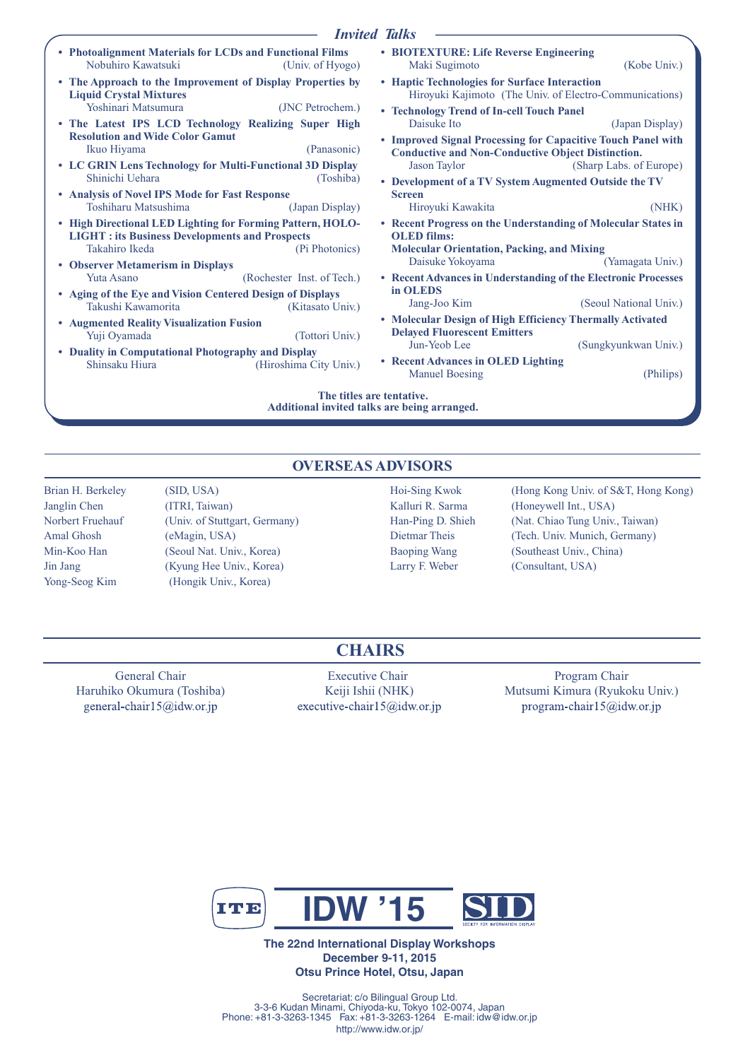## *Invited Talks*

- **Photoalignment Materials for LCDs and Functional Films**
  Nobuhiro Kawatsuki (Univ. of Hyogo)
- **The Approach to the Improvement of Display Properties by Liquid Crystal Mixtures**
  Yoshinari Matsumura (JNC Petrochem.)
- **The Latest IPS LCD Technology Realizing Super High Resolution and Wide Color Gamut**
  Ikuo Hiyama (Panasonic)
- **LC GRIN Lens Technology for Multi-Functional 3D Display**
  Shinichi Uehara (Toshiba)
- **Analysis of Novel IPS Mode for Fast Response**
  Toshiharu Matsushima (Japan Display)
- **High Directional LED Lighting for Forming Pattern, HOLO-LIGHT : its Business Developments and Prospects**
  Takahiro Ikeda (Pi Photonics)
- **Observer Metamerism in Displays**
  Yuta Asano (Rochester Inst. of Tech.)
- **Aging of the Eye and Vision Centered Design of Displays**
  Takushi Kawamorita (Kitasato Univ.)
- **Augmented Reality Visualization Fusion**
  Yuji Oyamada (Tottori Univ.)
- **Duality in Computational Photography and Display**
  Shinsaku Hiura (Hiroshima City Univ.)
- **BIOTEXTURE: Life Reverse Engineering**
  Maki Sugimoto (Kobe Univ.)
- **Haptic Technologies for Surface Interaction**
  Hiroyuki Kajimoto (The Univ. of Electro-Communications)
- **Technology Trend of In-cell Touch Panel**
  Daisuke Ito (Japan Display)
- **Improved Signal Processing for Capacitive Touch Panel with Conductive and Non-Conductive Object Distinction.**
  Jason Taylor (Sharp Labs. of Europe)
- **Development of a TV System Augmented Outside the TV Screen**
  Hiroyuki Kawakita (NHK)
- **Recent Progress on the Understanding of Molecular States in OLED films: Molecular Orientation, Packing, and Mixing**
  Daisuke Yokoyama (Yamagata Univ.)
- **Recent Advances in Understanding of the Electronic Processes in OLEDS**
  Jang-Joo Kim (Seoul National Univ.)
- **Molecular Design of High Efficiency Thermally Activated Delayed Fluorescent Emitters**
  Jun-Yeob Lee (Sungkyunkwan Univ.)
- **Recent Advances in OLED Lighting**
  Manuel Boesing (Philips)

**The titles are tentative.**
**Additional invited talks are being arranged.**

## OVERSEAS ADVISORS

| | |
|---|---|
| Brian H. Berkeley | (SID, USA) |
| Janglin Chen | (ITRI, Taiwan) |
| Norbert Fruehauf | (Univ. of Stuttgart, Germany) |
| Amal Ghosh | (eMagin, USA) |
| Min-Koo Han | (Seoul Nat. Univ., Korea) |
| Jin Jang | (Kyung Hee Univ., Korea) |
| Yong-Seog Kim | (Hongik Univ., Korea) |
| Hoi-Sing Kwok | (Hong Kong Univ. of S&T, Hong Kong) |
| Kalluri R. Sarma | (Honeywell Int., USA) |
| Han-Ping D. Shieh | (Nat. Chiao Tung Univ., Taiwan) |
| Dietmar Theis | (Tech. Univ. Munich, Germany) |
| Baoping Wang | (Southeast Univ., China) |
| Larry F. Weber | (Consultant, USA) |

## CHAIRS

General Chair
Haruhiko Okumura (Toshiba)
general-chair15@idw.or.jp

Executive Chair
Keiji Ishii (NHK)
executive-chair15@idw.or.jp

Program Chair
Mutsumi Kimura (Ryukoku Univ.)
program-chair15@idw.or.jp

ITE **IDW '15** SID

**The 22nd International Display Workshops**
**December 9-11, 2015**
**Otsu Prince Hotel, Otsu, Japan**

Secretariat: c/o Bilingual Group Ltd.
3-3-6 Kudan Minami, Chiyoda-ku, Tokyo 102-0074, Japan
Phone: +81-3-3263-1345 Fax: +81-3-3263-1264 E-mail: idw@idw.or.jp
http://www.idw.or.jp/